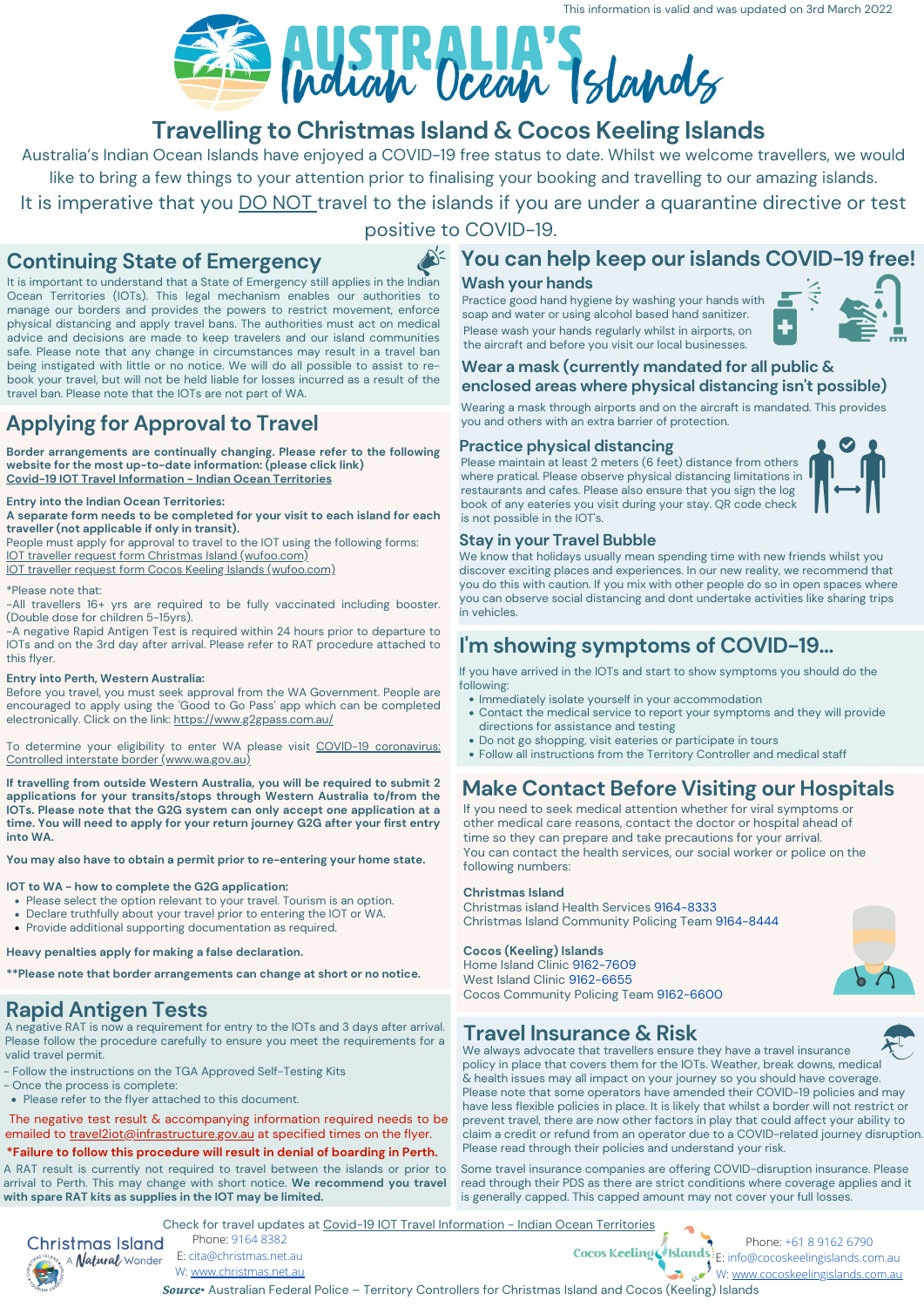This information is valid and was updated on 3rd March 2022

# AUSTRALIA'S Indian Ocean Islands

## Travelling to Christmas Island & Cocos Keeling Islands

Australia's Indian Ocean Islands have enjoyed a COVID-19 free status to date. Whilst we welcome travellers, we would like to bring a few things to your attention prior to finalising your booking and travelling to our amazing islands.

It is imperative that you DO NOT travel to the islands if you are under a quarantine directive or test positive to COVID-19.

## Continuing State of Emergency

It is important to understand that a State of Emergency still applies in the Indian Ocean Territories (IOTs). This legal mechanism enables our authorities to manage our borders and provides the powers to restrict movement, enforce physical distancing and apply travel bans. The authorities must act on medical advice and decisions are made to keep travelers and our island communities safe. Please note that any change in circumstances may result in a travel ban being instigated with little or no notice. We will do all possible to assist to re-book your travel, but will not be held liable for losses incurred as a result of the travel ban. Please note that the IOTs are not part of WA.

## Applying for Approval to Travel

**Border arrangements are continually changing. Please refer to the following website for the most up-to-date information: (please click link)**
Covid-19 IOT Travel Information – Indian Ocean Territories

**Entry into the Indian Ocean Territories:**
**A separate form needs to be completed for your visit to each island for each traveller (not applicable if only in transit).**
People must apply for approval to travel to the IOT using the following forms:
IOT traveller request form Christmas Island (wufoo.com)
IOT traveller request form Cocos Keeling Islands (wufoo.com)

*Please note that:
-All travellers 16+ yrs are required to be fully vaccinated including booster. (Double dose for children 5-15yrs).
-A negative Rapid Antigen Test is required within 24 hours prior to departure to IOTs and on the 3rd day after arrival. Please refer to RAT procedure attached to this flyer.

**Entry into Perth, Western Australia:**
Before you travel, you must seek approval from the WA Government. People are encouraged to apply using the 'Good to Go Pass' app which can be completed electronically. Click on the link: https://www.g2gpass.com.au/

To determine your eligibility to enter WA please visit COVID-19 coronavirus: Controlled interstate border (www.wa.gov.au)

**If travelling from outside Western Australia, you will be required to submit 2 applications for your transits/stops through Western Australia to/from the IOTs. Please note that the G2G system can only accept one application at a time. You will need to apply for your return journey G2G after your first entry into WA.**

**You may also have to obtain a permit prior to re-entering your home state.**

**IOT to WA - how to complete the G2G application:**
- Please select the option relevant to your travel. Tourism is an option.
- Declare truthfully about your travel prior to entering the IOT or WA.
- Provide additional supporting documentation as required.

**Heavy penalties apply for making a false declaration.**

****Please note that border arrangements can change at short or no notice.**

## Rapid Antigen Tests

A negative RAT is now a requirement for entry to the IOTs and 3 days after arrival. Please follow the procedure carefully to ensure you meet the requirements for a valid travel permit.
- Follow the instructions on the TGA Approved Self-Testing Kits
- Once the process is complete:
  - Please refer to the flyer attached to this document.

The negative test result & accompanying information required needs to be emailed to travel2iot@infrastructure.gov.au at specified times on the flyer.
***Failure to follow this procedure will result in denial of boarding in Perth.**

A RAT result is currently not required to travel between the islands or prior to arrival to Perth. This may change with short notice. **We recommend you travel with spare RAT kits as supplies in the IOT may be limited.**

## You can help keep our islands COVID-19 free!

### Wash your hands

Practice good hand hygiene by washing your hands with soap and water or using alcohol based hand sanitizer.
Please wash your hands regularly whilst in airports, on the aircraft and before you visit our local businesses.

### Wear a mask (currently mandated for all public & enclosed areas where physical distancing isn't possible)

Wearing a mask through airports and on the aircraft is mandated. This provides you and others with an extra barrier of protection.

### Practice physical distancing

Please maintain at least 2 meters (6 feet) distance from others where pratical. Please observe physical distancing limitations in restaurants and cafes. Please also ensure that you sign the log book of any eateries you visit during your stay. QR code check is not possible in the IOT's.

### Stay in your Travel Bubble

We know that holidays usually mean spending time with new friends whilst you discover exciting places and experiences. In our new reality, we recommend that you do this with caution. If you mix with other people do so in open spaces where you can observe social distancing and dont undertake activities like sharing trips in vehicles.

## I'm showing symptoms of COVID-19...

If you have arrived in the IOTs and start to show symptoms you should do the following:
- Immediately isolate yourself in your accommodation
- Contact the medical service to report your symptoms and they will provide directions for assistance and testing
- Do not go shopping, visit eateries or participate in tours
- Follow all instructions from the Territory Controller and medical staff

## Make Contact Before Visiting our Hospitals

If you need to seek medical attention whether for viral symptoms or other medical care reasons, contact the doctor or hospital ahead of time so they can prepare and take precautions for your arrival.
You can contact the health services, our social worker or police on the following numbers:

**Christmas Island**
Christmas island Health Services 9164-8333
Christmas Island Community Policing Team 9164-8444

**Cocos (Keeling) Islands**
Home Island Clinic 9162-7609
West Island Clinic 9162-6655
Cocos Community Policing Team 9162-6600

## Travel Insurance & Risk

We always advocate that travellers ensure they have a travel insurance policy in place that covers them for the IOTs. Weather, break downs, medical & health issues may all impact on your journey so you should have coverage. Please note that some operators have amended their COVID-19 policies and may have less flexible policies in place. It is likely that whilst a border will not restrict or prevent travel, there are now other factors in play that could affect your ability to claim a credit or refund from an operator due to a COVID-related journey disruption. Please read through their policies and understand your risk.

Some travel insurance companies are offering COVID-disruption insurance. Please read through their PDS as there are strict conditions where coverage applies and it is generally capped. This capped amount may not cover your full losses.

Check for travel updates at Covid-19 IOT Travel Information – Indian Ocean Territories

Christmas Island A Natural Wonder
Phone: 9164 8382
E: cita@christmas.net.au
W: www.christmas.net.au

Cocos Keeling Islands
Phone: +61 8 9162 6790
E: info@cocoskeelingislands.com.au
W: www.cocoskeelingislands.com.au

***Source*:** Australian Federal Police – Territory Controllers for Christmas Island and Cocos (Keeling) Islands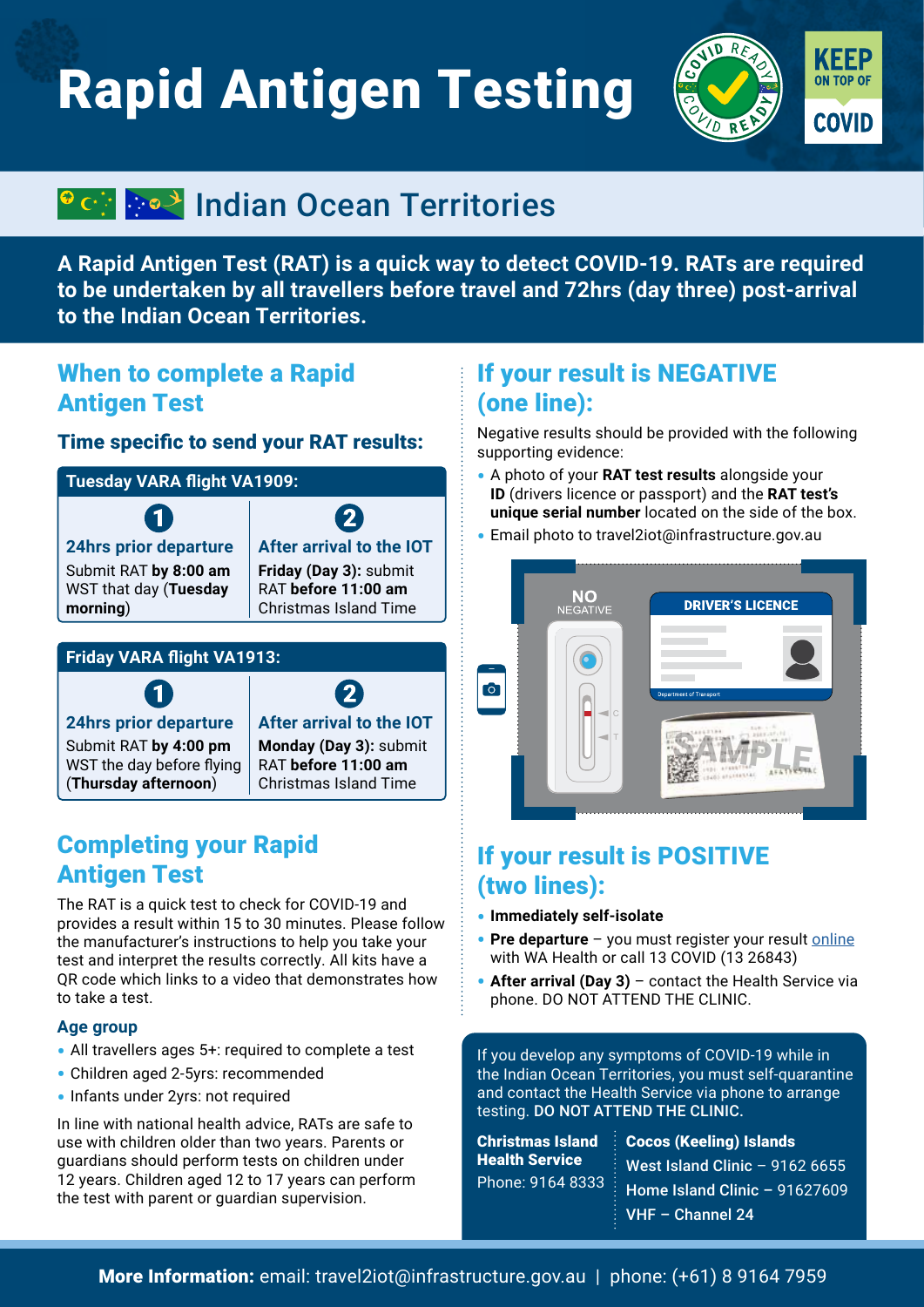# Rapid Antigen Testing

## Indian Ocean Territories

**A Rapid Antigen Test (RAT) is a quick way to detect COVID-19. RATs are required to be undertaken by all travellers before travel and 72hrs (day three) post-arrival to the Indian Ocean Territories.**

## When to complete a Rapid Antigen Test

### Time specific to send your RAT results:

| Tuesday VARA flight VA1909: | |
|---|---|
| **1** **24hrs prior departure** | **2** **After arrival to the IOT** |
| Submit RAT **by 8:00 am** WST that day (**Tuesday morning**) | **Friday (Day 3):** submit RAT **before 11:00 am** Christmas Island Time |

| Friday VARA flight VA1913: | |
|---|---|
| **1** **24hrs prior departure** | **2** **After arrival to the IOT** |
| Submit RAT **by 4:00 pm** WST the day before flying (**Thursday afternoon**) | **Monday (Day 3):** submit RAT **before 11:00 am** Christmas Island Time |

## Completing your Rapid Antigen Test

The RAT is a quick test to check for COVID-19 and provides a result within 15 to 30 minutes. Please follow the manufacturer's instructions to help you take your test and interpret the results correctly. All kits have a QR code which links to a video that demonstrates how to take a test.

### Age group

- All travellers ages 5+: required to complete a test
- Children aged 2-5yrs: recommended
- Infants under 2yrs: not required

In line with national health advice, RATs are safe to use with children older than two years. Parents or guardians should perform tests on children under 12 years. Children aged 12 to 17 years can perform the test with parent or guardian supervision.

## If your result is NEGATIVE (one line):

Negative results should be provided with the following supporting evidence:

- A photo of your **RAT test results** alongside your **ID** (drivers licence or passport) and the **RAT test's unique serial number** located on the side of the box.
- Email photo to travel2iot@infrastructure.gov.au

NO
NEGATIVE
DRIVER'S LICENCE
SAMPLE

## If your result is POSITIVE (two lines):

- **Immediately self-isolate**
- **Pre departure** – you must register your result online with WA Health or call 13 COVID (13 26843)
- **After arrival (Day 3)** – contact the Health Service via phone. DO NOT ATTEND THE CLINIC.

If you develop any symptoms of COVID-19 while in the Indian Ocean Territories, you must self-quarantine and contact the Health Service via phone to arrange testing. **DO NOT ATTEND THE CLINIC.**

**Christmas Island Health Service**
Phone: 9164 8333

**Cocos (Keeling) Islands**
West Island Clinic – 9162 6655
Home Island Clinic – 91627609
VHF – Channel 24

**More Information:** email: travel2iot@infrastructure.gov.au | phone: (+61) 8 9164 7959